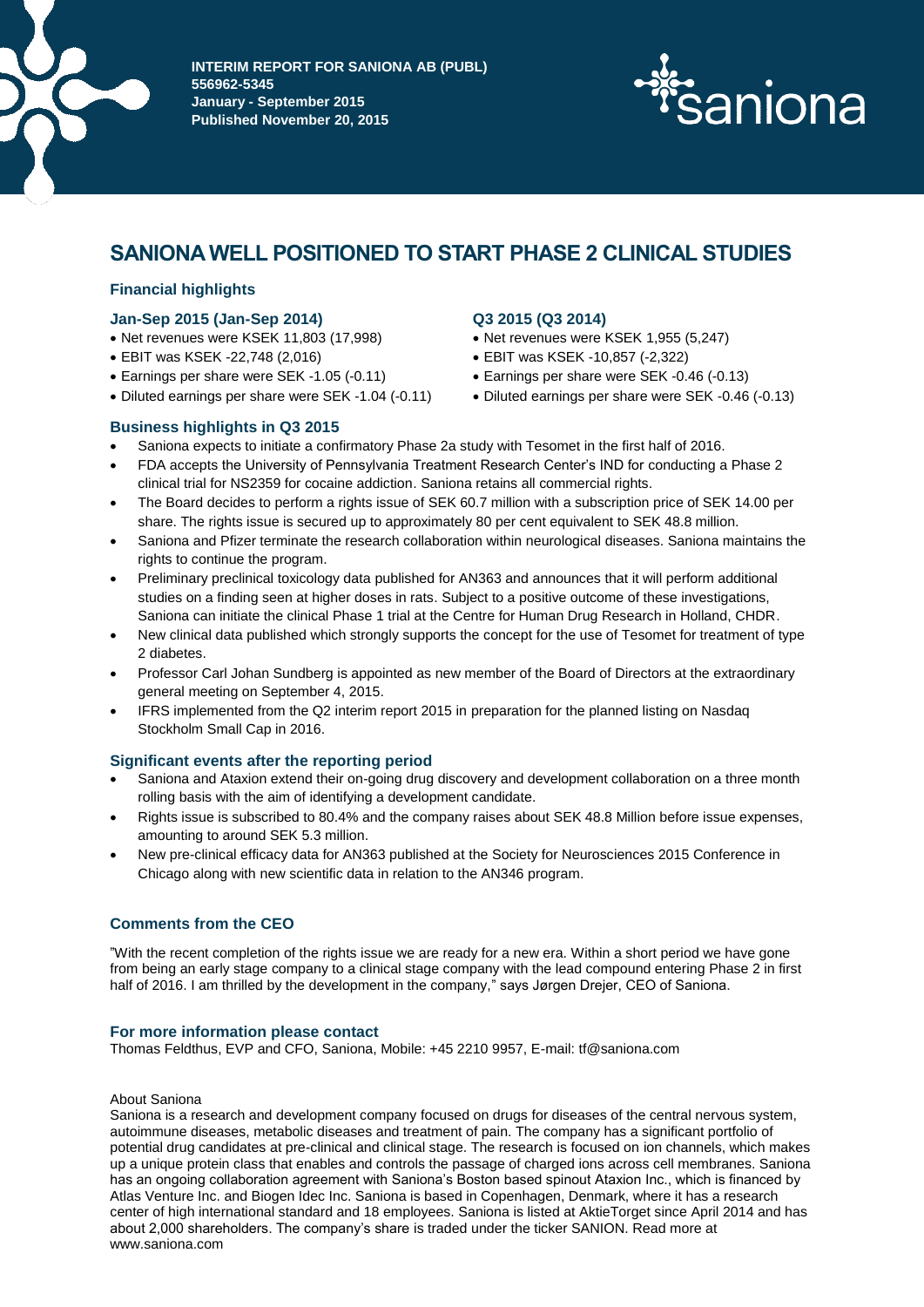**INTERIM REPORT FOR SANIONA AB (PUBL)**
**556962-5345**
**January - September 2015**
**Published November 20, 2015**

# SANIONA WELL POSITIONED TO START PHASE 2 CLINICAL STUDIES

## Financial highlights

### Jan-Sep 2015 (Jan-Sep 2014)

- Net revenues were KSEK 11,803 (17,998)
- EBIT was KSEK -22,748 (2,016)
- Earnings per share were SEK -1.05 (-0.11)
- Diluted earnings per share were SEK -1.04 (-0.11)

### Q3 2015 (Q3 2014)

- Net revenues were KSEK 1,955 (5,247)
- EBIT was KSEK -10,857 (-2,322)
- Earnings per share were SEK -0.46 (-0.13)
- Diluted earnings per share were SEK -0.46 (-0.13)

## Business highlights in Q3 2015

- Saniona expects to initiate a confirmatory Phase 2a study with Tesomet in the first half of 2016.
- FDA accepts the University of Pennsylvania Treatment Research Center's IND for conducting a Phase 2 clinical trial for NS2359 for cocaine addiction. Saniona retains all commercial rights.
- The Board decides to perform a rights issue of SEK 60.7 million with a subscription price of SEK 14.00 per share. The rights issue is secured up to approximately 80 per cent equivalent to SEK 48.8 million.
- Saniona and Pfizer terminate the research collaboration within neurological diseases. Saniona maintains the rights to continue the program.
- Preliminary preclinical toxicology data published for AN363 and announces that it will perform additional studies on a finding seen at higher doses in rats. Subject to a positive outcome of these investigations, Saniona can initiate the clinical Phase 1 trial at the Centre for Human Drug Research in Holland, CHDR.
- New clinical data published which strongly supports the concept for the use of Tesomet for treatment of type 2 diabetes.
- Professor Carl Johan Sundberg is appointed as new member of the Board of Directors at the extraordinary general meeting on September 4, 2015.
- IFRS implemented from the Q2 interim report 2015 in preparation for the planned listing on Nasdaq Stockholm Small Cap in 2016.

## Significant events after the reporting period

- Saniona and Ataxion extend their on-going drug discovery and development collaboration on a three month rolling basis with the aim of identifying a development candidate.
- Rights issue is subscribed to 80.4% and the company raises about SEK 48.8 Million before issue expenses, amounting to around SEK 5.3 million.
- New pre-clinical efficacy data for AN363 published at the Society for Neurosciences 2015 Conference in Chicago along with new scientific data in relation to the AN346 program.

## Comments from the CEO

"With the recent completion of the rights issue we are ready for a new era. Within a short period we have gone from being an early stage company to a clinical stage company with the lead compound entering Phase 2 in first half of 2016. I am thrilled by the development in the company," says Jørgen Drejer, CEO of Saniona.

## For more information please contact

Thomas Feldthus, EVP and CFO, Saniona, Mobile: +45 2210 9957, E-mail: tf@saniona.com

About Saniona

Saniona is a research and development company focused on drugs for diseases of the central nervous system, autoimmune diseases, metabolic diseases and treatment of pain. The company has a significant portfolio of potential drug candidates at pre-clinical and clinical stage. The research is focused on ion channels, which makes up a unique protein class that enables and controls the passage of charged ions across cell membranes. Saniona has an ongoing collaboration agreement with Saniona's Boston based spinout Ataxion Inc., which is financed by Atlas Venture Inc. and Biogen Idec Inc. Saniona is based in Copenhagen, Denmark, where it has a research center of high international standard and 18 employees. Saniona is listed at AktieTorget since April 2014 and has about 2,000 shareholders. The company's share is traded under the ticker SANION. Read more at www.saniona.com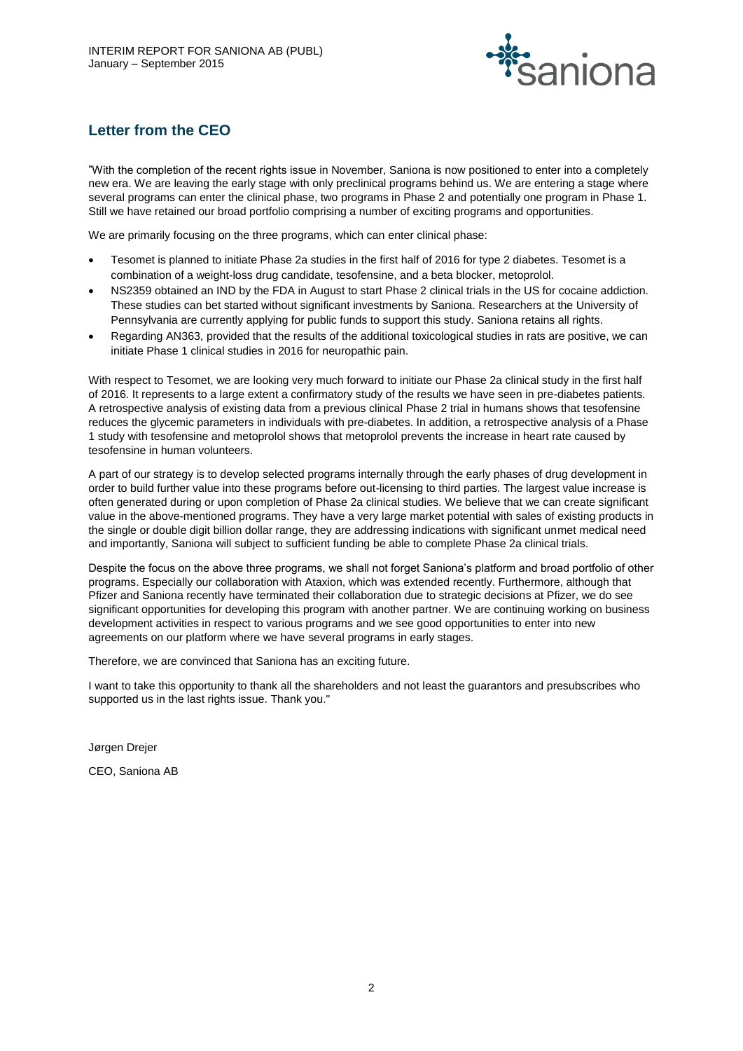## Letter from the CEO

"With the completion of the recent rights issue in November, Saniona is now positioned to enter into a completely new era. We are leaving the early stage with only preclinical programs behind us. We are entering a stage where several programs can enter the clinical phase, two programs in Phase 2 and potentially one program in Phase 1. Still we have retained our broad portfolio comprising a number of exciting programs and opportunities.

We are primarily focusing on the three programs, which can enter clinical phase:

- Tesomet is planned to initiate Phase 2a studies in the first half of 2016 for type 2 diabetes. Tesomet is a combination of a weight-loss drug candidate, tesofensine, and a beta blocker, metoprolol.
- NS2359 obtained an IND by the FDA in August to start Phase 2 clinical trials in the US for cocaine addiction. These studies can bet started without significant investments by Saniona. Researchers at the University of Pennsylvania are currently applying for public funds to support this study. Saniona retains all rights.
- Regarding AN363, provided that the results of the additional toxicological studies in rats are positive, we can initiate Phase 1 clinical studies in 2016 for neuropathic pain.

With respect to Tesomet, we are looking very much forward to initiate our Phase 2a clinical study in the first half of 2016. It represents to a large extent a confirmatory study of the results we have seen in pre-diabetes patients. A retrospective analysis of existing data from a previous clinical Phase 2 trial in humans shows that tesofensine reduces the glycemic parameters in individuals with pre-diabetes. In addition, a retrospective analysis of a Phase 1 study with tesofensine and metoprolol shows that metoprolol prevents the increase in heart rate caused by tesofensine in human volunteers.

A part of our strategy is to develop selected programs internally through the early phases of drug development in order to build further value into these programs before out-licensing to third parties. The largest value increase is often generated during or upon completion of Phase 2a clinical studies. We believe that we can create significant value in the above-mentioned programs. They have a very large market potential with sales of existing products in the single or double digit billion dollar range, they are addressing indications with significant unmet medical need and importantly, Saniona will subject to sufficient funding be able to complete Phase 2a clinical trials.

Despite the focus on the above three programs, we shall not forget Saniona's platform and broad portfolio of other programs. Especially our collaboration with Ataxion, which was extended recently. Furthermore, although that Pfizer and Saniona recently have terminated their collaboration due to strategic decisions at Pfizer, we do see significant opportunities for developing this program with another partner. We are continuing working on business development activities in respect to various programs and we see good opportunities to enter into new agreements on our platform where we have several programs in early stages.

Therefore, we are convinced that Saniona has an exciting future.

I want to take this opportunity to thank all the shareholders and not least the guarantors and presubscribes who supported us in the last rights issue. Thank you."

Jørgen Drejer

CEO, Saniona AB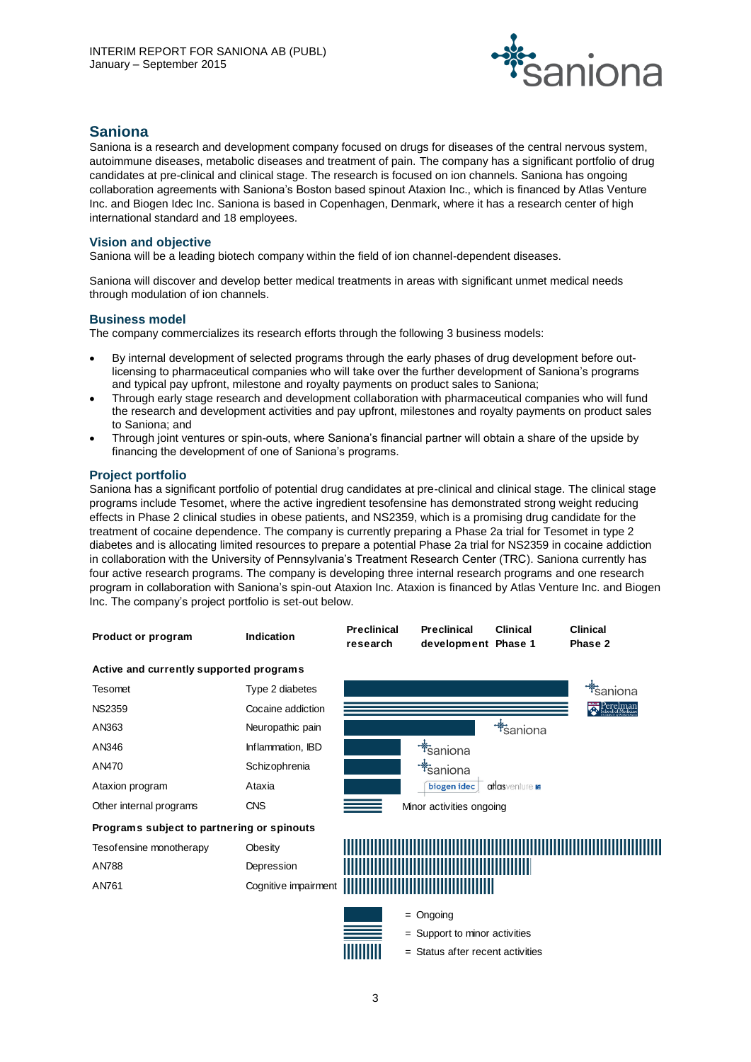## Saniona

Saniona is a research and development company focused on drugs for diseases of the central nervous system, autoimmune diseases, metabolic diseases and treatment of pain. The company has a significant portfolio of drug candidates at pre-clinical and clinical stage. The research is focused on ion channels. Saniona has ongoing collaboration agreements with Saniona's Boston based spinout Ataxion Inc., which is financed by Atlas Venture Inc. and Biogen Idec Inc. Saniona is based in Copenhagen, Denmark, where it has a research center of high international standard and 18 employees.

### Vision and objective

Saniona will be a leading biotech company within the field of ion channel-dependent diseases.

Saniona will discover and develop better medical treatments in areas with significant unmet medical needs through modulation of ion channels.

### Business model

The company commercializes its research efforts through the following 3 business models:

- By internal development of selected programs through the early phases of drug development before out-licensing to pharmaceutical companies who will take over the further development of Saniona's programs and typical pay upfront, milestone and royalty payments on product sales to Saniona;
- Through early stage research and development collaboration with pharmaceutical companies who will fund the research and development activities and pay upfront, milestones and royalty payments on product sales to Saniona; and
- Through joint ventures or spin-outs, where Saniona's financial partner will obtain a share of the upside by financing the development of one of Saniona's programs.

### Project portfolio

Saniona has a significant portfolio of potential drug candidates at pre-clinical and clinical stage. The clinical stage programs include Tesomet, where the active ingredient tesofensine has demonstrated strong weight reducing effects in Phase 2 clinical studies in obese patients, and NS2359, which is a promising drug candidate for the treatment of cocaine dependence. The company is currently preparing a Phase 2a trial for Tesomet in type 2 diabetes and is allocating limited resources to prepare a potential Phase 2a trial for NS2359 in cocaine addiction in collaboration with the University of Pennsylvania's Treatment Research Center (TRC). Saniona currently has four active research programs. The company is developing three internal research programs and one research program in collaboration with Saniona's spin-out Ataxion Inc. Ataxion is financed by Atlas Venture Inc. and Biogen Inc. The company's project portfolio is set-out below.

| Product or program | Indication | Preclinical research | Preclinical development | Clinical Phase 1 | Clinical Phase 2 |
|---|---|---|---|---|---|
| **Active and currently supported programs** | | | | | |
| Tesomet | Type 2 diabetes | Ongoing | Ongoing | Ongoing | Ongoing (saniona) |
| NS2359 | Cocaine addiction | Support to minor activities | Support to minor activities | Support to minor activities | Support to minor activities (Perelman School of Medicine) |
| AN363 | Neuropathic pain | Ongoing | Ongoing | (saniona) | |
| AN346 | Inflammation, IBD | Ongoing | (saniona) | | |
| AN470 | Schizophrenia | Ongoing | (saniona) | | |
| Ataxion program | Ataxia | Ongoing | (biogen idec, atlas venture) | | |
| Other internal programs | CNS | Support to minor activities | Minor activities ongoing | | |
| **Programs subject to partnering or spinouts** | | | | | |
| Tesofensine monotherapy | Obesity | Status after recent activities | Status after recent activities | Status after recent activities | Status after recent activities |
| AN788 | Depression | Status after recent activities | Status after recent activities | Status after recent activities | |
| AN761 | Cognitive impairment | Status after recent activities | Status after recent activities | | |

- = Ongoing
- = Support to minor activities
- = Status after recent activities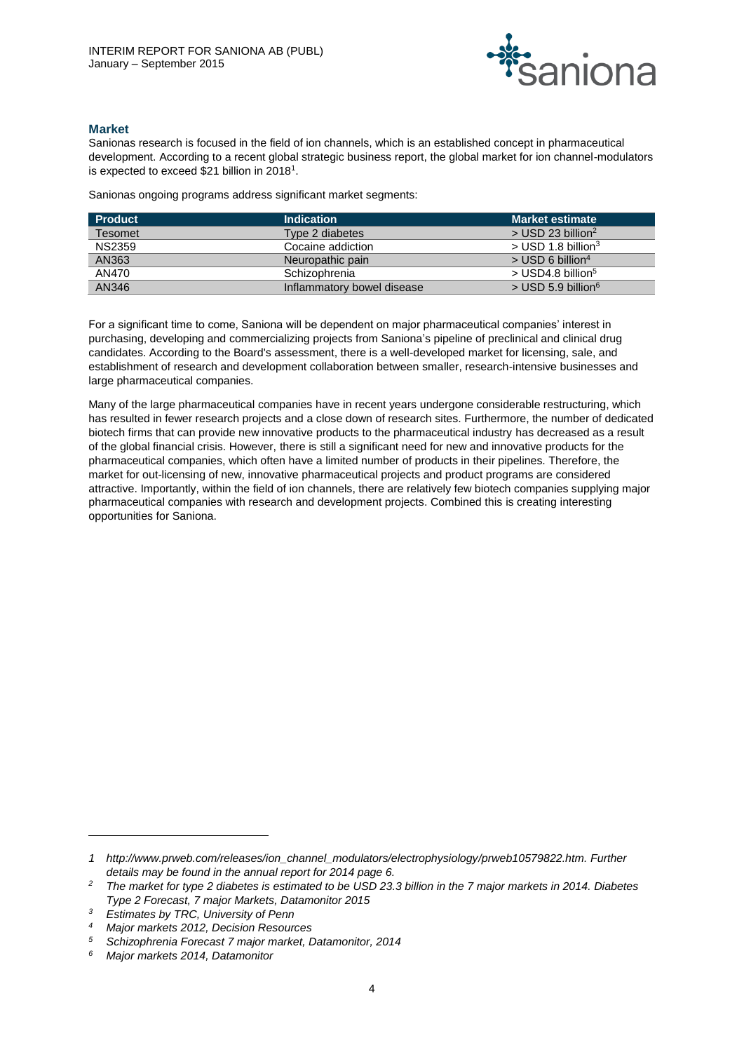## Market

Sanionas research is focused in the field of ion channels, which is an established concept in pharmaceutical development. According to a recent global strategic business report, the global market for ion channel-modulators is expected to exceed $21 billion in 2018[1].

Sanionas ongoing programs address significant market segments:

| Product | Indication | Market estimate |
|---|---|---|
| Tesomet | Type 2 diabetes | > USD 23 billion[2] |
| NS2359 | Cocaine addiction | > USD 1.8 billion[3] |
| AN363 | Neuropathic pain | > USD 6 billion[4] |
| AN470 | Schizophrenia | > USD4.8 billion[5] |
| AN346 | Inflammatory bowel disease | > USD 5.9 billion[6] |

For a significant time to come, Saniona will be dependent on major pharmaceutical companies' interest in purchasing, developing and commercializing projects from Saniona's pipeline of preclinical and clinical drug candidates. According to the Board's assessment, there is a well-developed market for licensing, sale, and establishment of research and development collaboration between smaller, research-intensive businesses and large pharmaceutical companies.

Many of the large pharmaceutical companies have in recent years undergone considerable restructuring, which has resulted in fewer research projects and a close down of research sites. Furthermore, the number of dedicated biotech firms that can provide new innovative products to the pharmaceutical industry has decreased as a result of the global financial crisis. However, there is still a significant need for new and innovative products for the pharmaceutical companies, which often have a limited number of products in their pipelines. Therefore, the market for out-licensing of new, innovative pharmaceutical projects and product programs are considered attractive. Importantly, within the field of ion channels, there are relatively few biotech companies supplying major pharmaceutical companies with research and development projects. Combined this is creating interesting opportunities for Saniona.

---

*1 http://www.prweb.com/releases/ion_channel_modulators/electrophysiology/prweb10579822.htm. Further details may be found in the annual report for 2014 page 6.*

*2 The market for type 2 diabetes is estimated to be USD 23.3 billion in the 7 major markets in 2014. Diabetes Type 2 Forecast, 7 major Markets, Datamonitor 2015*

*3 Estimates by TRC, University of Penn*

*4 Major markets 2012, Decision Resources*

*5 Schizophrenia Forecast 7 major market, Datamonitor, 2014*

*6 Major markets 2014, Datamonitor*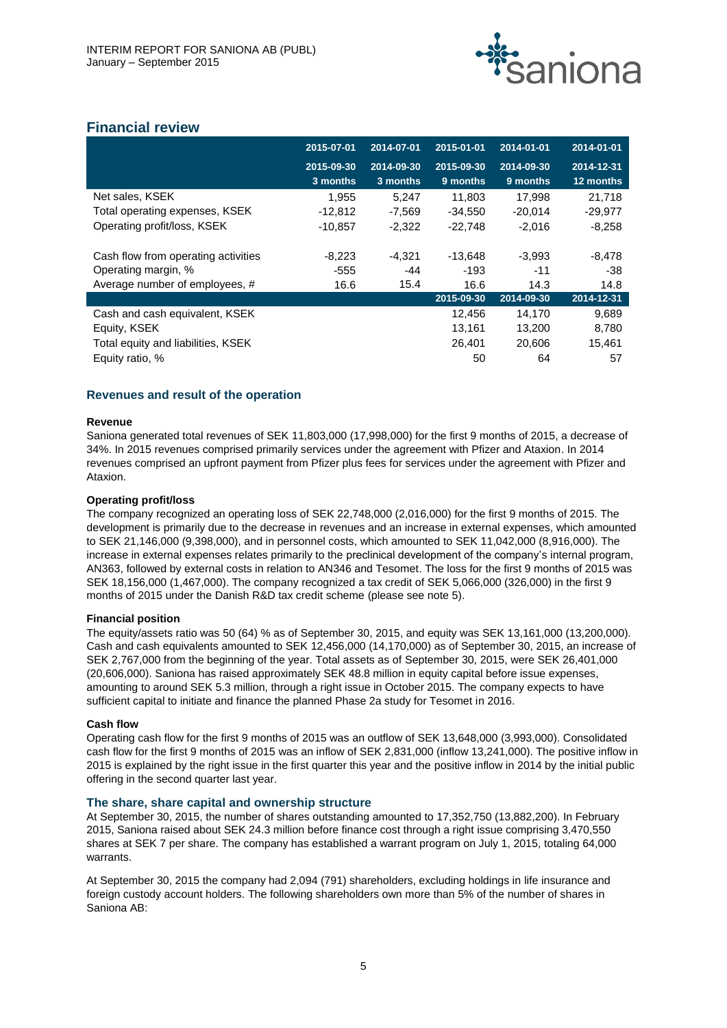## Financial review

| | 2015-07-01 2015-09-30 3 months | 2014-07-01 2014-09-30 3 months | 2015-01-01 2015-09-30 9 months | 2014-01-01 2014-09-30 9 months | 2014-01-01 2014-12-31 12 months |
|---|---|---|---|---|---|
| Net sales, KSEK | 1,955 | 5,247 | 11,803 | 17,998 | 21,718 |
| Total operating expenses, KSEK | -12,812 | -7,569 | -34,550 | -20,014 | -29,977 |
| Operating profit/loss, KSEK | -10,857 | -2,322 | -22,748 | -2,016 | -8,258 |
| | | | | | |
| Cash flow from operating activities | -8,223 | -4,321 | -13,648 | -3,993 | -8,478 |
| Operating margin, % | -555 | -44 | -193 | -11 | -38 |
| Average number of employees, # | 16.6 | 15.4 | 16.6 | 14.3 | 14.8 |
| | | | **2015-09-30** | **2014-09-30** | **2014-12-31** |
| Cash and cash equivalent, KSEK | | | 12,456 | 14,170 | 9,689 |
| Equity, KSEK | | | 13,161 | 13,200 | 8,780 |
| Total equity and liabilities, KSEK | | | 26,401 | 20,606 | 15,461 |
| Equity ratio, % | | | 50 | 64 | 57 |

### Revenues and result of the operation

**Revenue**

Saniona generated total revenues of SEK 11,803,000 (17,998,000) for the first 9 months of 2015, a decrease of 34%. In 2015 revenues comprised primarily services under the agreement with Pfizer and Ataxion. In 2014 revenues comprised an upfront payment from Pfizer plus fees for services under the agreement with Pfizer and Ataxion.

**Operating profit/loss**

The company recognized an operating loss of SEK 22,748,000 (2,016,000) for the first 9 months of 2015. The development is primarily due to the decrease in revenues and an increase in external expenses, which amounted to SEK 21,146,000 (9,398,000), and in personnel costs, which amounted to SEK 11,042,000 (8,916,000). The increase in external expenses relates primarily to the preclinical development of the company's internal program, AN363, followed by external costs in relation to AN346 and Tesomet. The loss for the first 9 months of 2015 was SEK 18,156,000 (1,467,000). The company recognized a tax credit of SEK 5,066,000 (326,000) in the first 9 months of 2015 under the Danish R&D tax credit scheme (please see note 5).

**Financial position**

The equity/assets ratio was 50 (64) % as of September 30, 2015, and equity was SEK 13,161,000 (13,200,000). Cash and cash equivalents amounted to SEK 12,456,000 (14,170,000) as of September 30, 2015, an increase of SEK 2,767,000 from the beginning of the year. Total assets as of September 30, 2015, were SEK 26,401,000 (20,606,000). Saniona has raised approximately SEK 48.8 million in equity capital before issue expenses, amounting to around SEK 5.3 million, through a right issue in October 2015. The company expects to have sufficient capital to initiate and finance the planned Phase 2a study for Tesomet in 2016.

**Cash flow**

Operating cash flow for the first 9 months of 2015 was an outflow of SEK 13,648,000 (3,993,000). Consolidated cash flow for the first 9 months of 2015 was an inflow of SEK 2,831,000 (inflow 13,241,000). The positive inflow in 2015 is explained by the right issue in the first quarter this year and the positive inflow in 2014 by the initial public offering in the second quarter last year.

### The share, share capital and ownership structure

At September 30, 2015, the number of shares outstanding amounted to 17,352,750 (13,882,200). In February 2015, Saniona raised about SEK 24.3 million before finance cost through a right issue comprising 3,470,550 shares at SEK 7 per share. The company has established a warrant program on July 1, 2015, totaling 64,000 warrants.

At September 30, 2015 the company had 2,094 (791) shareholders, excluding holdings in life insurance and foreign custody account holders. The following shareholders own more than 5% of the number of shares in Saniona AB: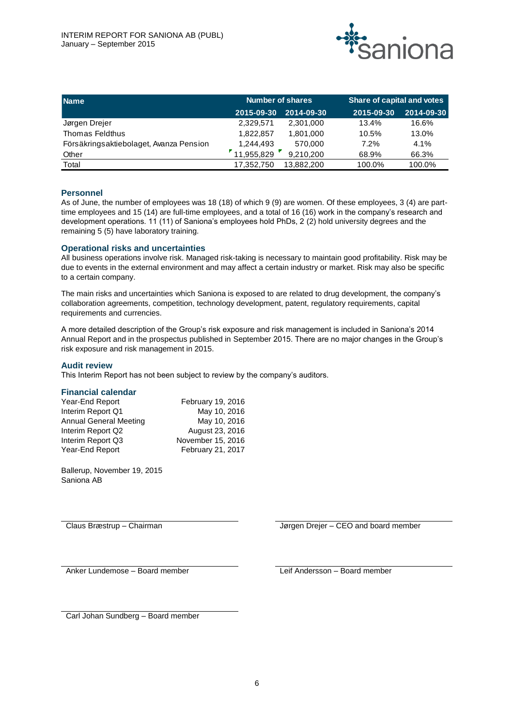| Name | Number of shares | | Share of capital and votes | |
|---|---|---|---|---|
| | 2015-09-30 | 2014-09-30 | 2015-09-30 | 2014-09-30 |
| Jørgen Drejer | 2,329,571 | 2,301,000 | 13.4% | 16.6% |
| Thomas Feldthus | 1,822,857 | 1,801,000 | 10.5% | 13.0% |
| Försäkringsaktiebolaget, Avanza Pension | 1,244,493 | 570,000 | 7.2% | 4.1% |
| Other | 11,955,829 | 9,210,200 | 68.9% | 66.3% |
| Total | 17,352,750 | 13,882,200 | 100.0% | 100.0% |

### Personnel

As of June, the number of employees was 18 (18) of which 9 (9) are women. Of these employees, 3 (4) are part-time employees and 15 (14) are full-time employees, and a total of 16 (16) work in the company's research and development operations. 11 (11) of Saniona's employees hold PhDs, 2 (2) hold university degrees and the remaining 5 (5) have laboratory training.

### Operational risks and uncertainties

All business operations involve risk. Managed risk-taking is necessary to maintain good profitability. Risk may be due to events in the external environment and may affect a certain industry or market. Risk may also be specific to a certain company.

The main risks and uncertainties which Saniona is exposed to are related to drug development, the company's collaboration agreements, competition, technology development, patent, regulatory requirements, capital requirements and currencies.

A more detailed description of the Group's risk exposure and risk management is included in Saniona's 2014 Annual Report and in the prospectus published in September 2015. There are no major changes in the Group's risk exposure and risk management in 2015.

### Audit review

This Interim Report has not been subject to review by the company's auditors.

### Financial calendar

| | |
|---|---|
| Year-End Report | February 19, 2016 |
| Interim Report Q1 | May 10, 2016 |
| Annual General Meeting | May 10, 2016 |
| Interim Report Q2 | August 23, 2016 |
| Interim Report Q3 | November 15, 2016 |
| Year-End Report | February 21, 2017 |

Ballerup, November 19, 2015
Saniona AB

Claus Bræstrup – Chairman

Jørgen Drejer – CEO and board member

Anker Lundemose – Board member

Leif Andersson – Board member

Carl Johan Sundberg – Board member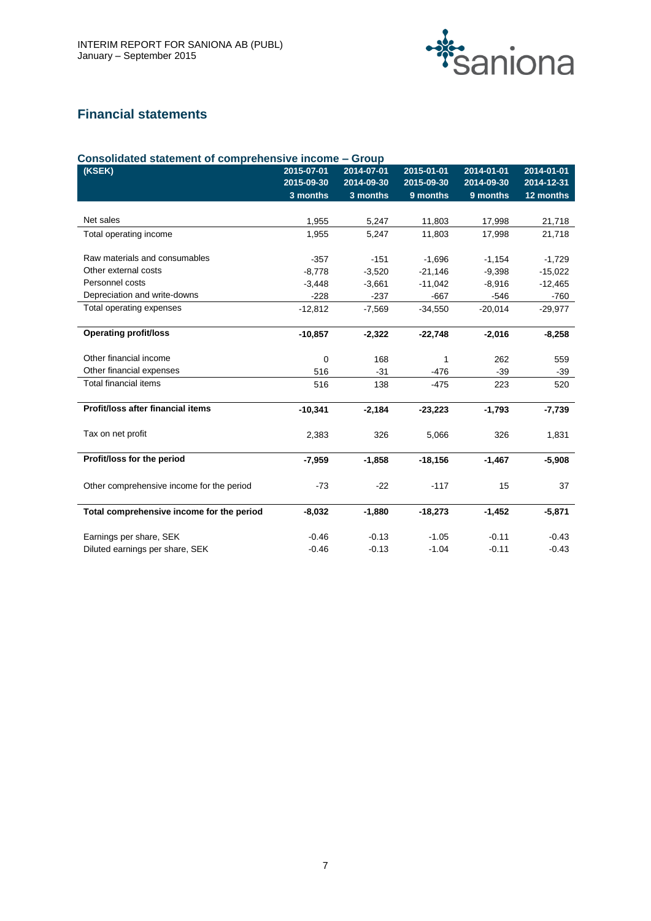## Financial statements

### Consolidated statement of comprehensive income – Group

| (KSEK) | 2015-07-01<br>2015-09-30<br>3 months | 2014-07-01<br>2014-09-30<br>3 months | 2015-01-01<br>2015-09-30<br>9 months | 2014-01-01<br>2014-09-30<br>9 months | 2014-01-01<br>2014-12-31<br>12 months |
|---|---|---|---|---|---|
| Net sales | 1,955 | 5,247 | 11,803 | 17,998 | 21,718 |
| Total operating income | 1,955 | 5,247 | 11,803 | 17,998 | 21,718 |
| Raw materials and consumables | -357 | -151 | -1,696 | -1,154 | -1,729 |
| Other external costs | -8,778 | -3,520 | -21,146 | -9,398 | -15,022 |
| Personnel costs | -3,448 | -3,661 | -11,042 | -8,916 | -12,465 |
| Depreciation and write-downs | -228 | -237 | -667 | -546 | -760 |
| Total operating expenses | -12,812 | -7,569 | -34,550 | -20,014 | -29,977 |
| **Operating profit/loss** | **-10,857** | **-2,322** | **-22,748** | **-2,016** | **-8,258** |
| Other financial income | 0 | 168 | 1 | 262 | 559 |
| Other financial expenses | 516 | -31 | -476 | -39 | -39 |
| Total financial items | 516 | 138 | -475 | 223 | 520 |
| **Profit/loss after financial items** | **-10,341** | **-2,184** | **-23,223** | **-1,793** | **-7,739** |
| Tax on net profit | 2,383 | 326 | 5,066 | 326 | 1,831 |
| **Profit/loss for the period** | **-7,959** | **-1,858** | **-18,156** | **-1,467** | **-5,908** |
| Other comprehensive income for the period | -73 | -22 | -117 | 15 | 37 |
| **Total comprehensive income for the period** | **-8,032** | **-1,880** | **-18,273** | **-1,452** | **-5,871** |
| Earnings per share, SEK | -0.46 | -0.13 | -1.05 | -0.11 | -0.43 |
| Diluted earnings per share, SEK | -0.46 | -0.13 | -1.04 | -0.11 | -0.43 |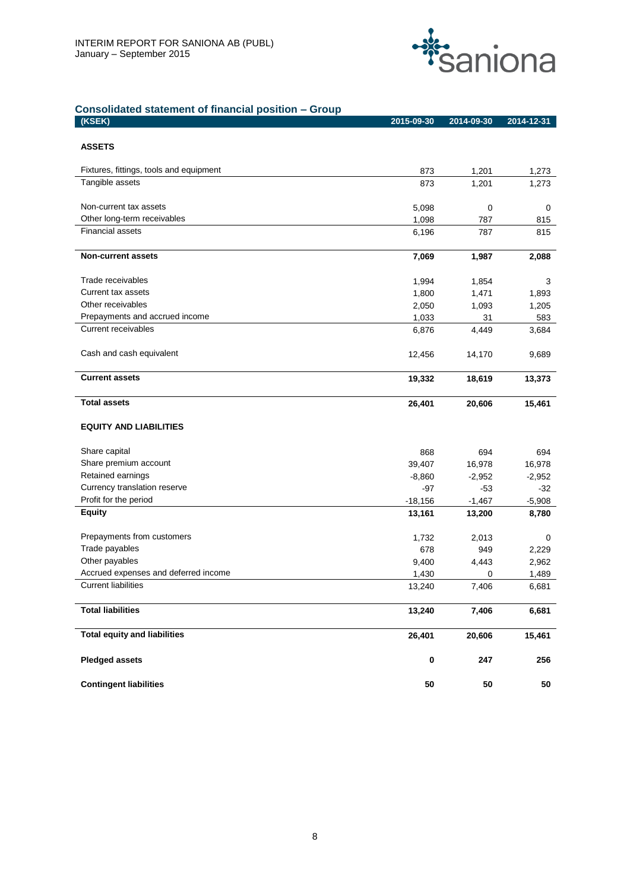## Consolidated statement of financial position – Group

| (KSEK) | 2015-09-30 | 2014-09-30 | 2014-12-31 |
|---|---|---|---|
| **ASSETS** | | | |
| Fixtures, fittings, tools and equipment | 873 | 1,201 | 1,273 |
| Tangible assets | 873 | 1,201 | 1,273 |
| Non-current tax assets | 5,098 | 0 | 0 |
| Other long-term receivables | 1,098 | 787 | 815 |
| Financial assets | 6,196 | 787 | 815 |
| **Non-current assets** | **7,069** | **1,987** | **2,088** |
| Trade receivables | 1,994 | 1,854 | 3 |
| Current tax assets | 1,800 | 1,471 | 1,893 |
| Other receivables | 2,050 | 1,093 | 1,205 |
| Prepayments and accrued income | 1,033 | 31 | 583 |
| Current receivables | 6,876 | 4,449 | 3,684 |
| Cash and cash equivalent | 12,456 | 14,170 | 9,689 |
| **Current assets** | **19,332** | **18,619** | **13,373** |
| **Total assets** | **26,401** | **20,606** | **15,461** |
| **EQUITY AND LIABILITIES** | | | |
| Share capital | 868 | 694 | 694 |
| Share premium account | 39,407 | 16,978 | 16,978 |
| Retained earnings | -8,860 | -2,952 | -2,952 |
| Currency translation reserve | -97 | -53 | -32 |
| Profit for the period | -18,156 | -1,467 | -5,908 |
| **Equity** | **13,161** | **13,200** | **8,780** |
| Prepayments from customers | 1,732 | 2,013 | 0 |
| Trade payables | 678 | 949 | 2,229 |
| Other payables | 9,400 | 4,443 | 2,962 |
| Accrued expenses and deferred income | 1,430 | 0 | 1,489 |
| Current liabilities | 13,240 | 7,406 | 6,681 |
| **Total liabilities** | **13,240** | **7,406** | **6,681** |
| **Total equity and liabilities** | **26,401** | **20,606** | **15,461** |
| **Pledged assets** | **0** | **247** | **256** |
| **Contingent liabilities** | **50** | **50** | **50** |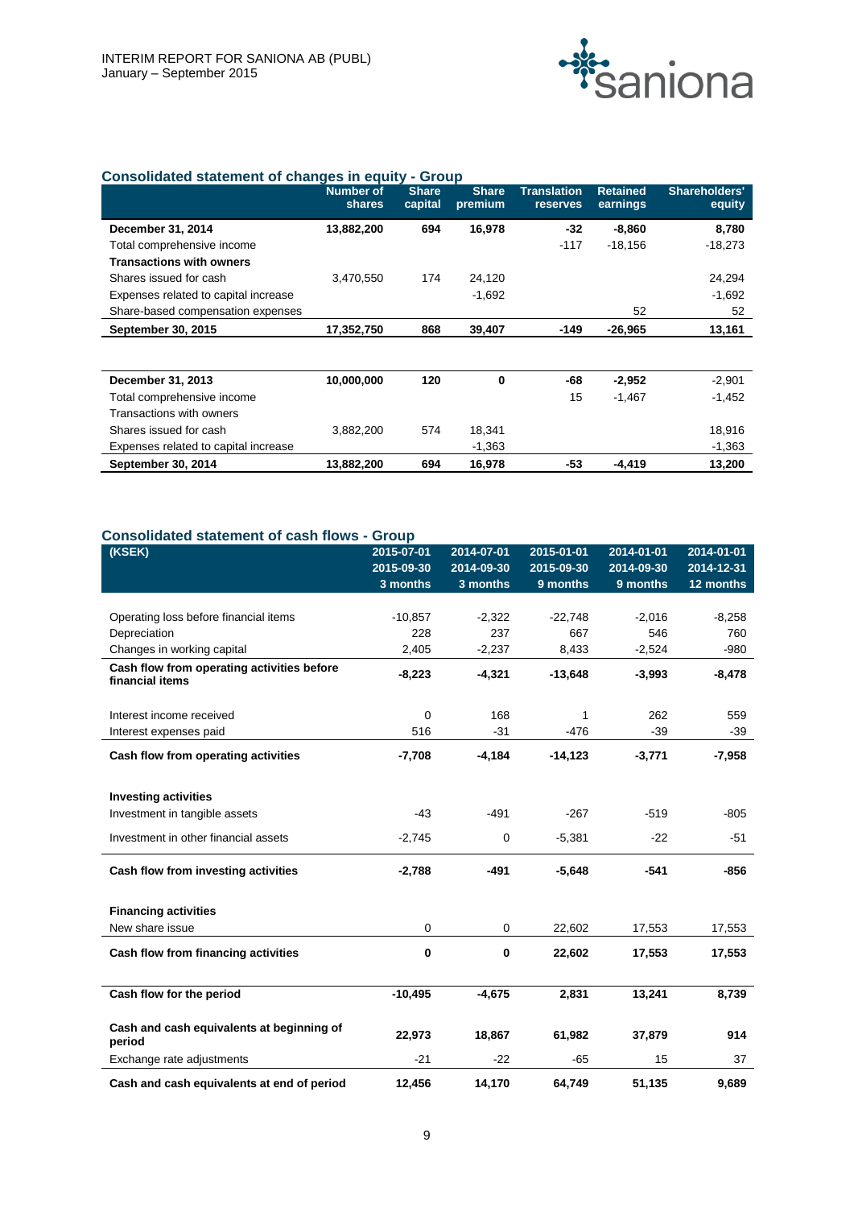## Consolidated statement of changes in equity - Group

| | Number of shares | Share capital | Share premium | Translation reserves | Retained earnings | Shareholders' equity |
|---|---|---|---|---|---|---|
| **December 31, 2014** | **13,882,200** | **694** | **16,978** | **-32** | **-8,860** | **8,780** |
| Total comprehensive income | | | | -117 | -18,156 | -18,273 |
| **Transactions with owners** | | | | | | |
| Shares issued for cash | 3,470,550 | 174 | 24,120 | | | 24,294 |
| Expenses related to capital increase | | | -1,692 | | | -1,692 |
| Share-based compensation expenses | | | | | 52 | 52 |
| **September 30, 2015** | **17,352,750** | **868** | **39,407** | **-149** | **-26,965** | **13,161** |

| | Number of shares | Share capital | Share premium | Translation reserves | Retained earnings | Shareholders' equity |
|---|---|---|---|---|---|---|
| **December 31, 2013** | **10,000,000** | **120** | **0** | **-68** | **-2,952** | -2,901 |
| Total comprehensive income | | | | 15 | -1,467 | -1,452 |
| Transactions with owners | | | | | | |
| Shares issued for cash | 3,882,200 | 574 | 18,341 | | | 18,916 |
| Expenses related to capital increase | | | -1,363 | | | -1,363 |
| **September 30, 2014** | **13,882,200** | **694** | **16,978** | **-53** | **-4,419** | **13,200** |

## Consolidated statement of cash flows - Group

| (KSEK) | 2015-07-01<br>2015-09-30<br>3 months | 2014-07-01<br>2014-09-30<br>3 months | 2015-01-01<br>2015-09-30<br>9 months | 2014-01-01<br>2014-09-30<br>9 months | 2014-01-01<br>2014-12-31<br>12 months |
|---|---|---|---|---|---|
| Operating loss before financial items | -10,857 | -2,322 | -22,748 | -2,016 | -8,258 |
| Depreciation | 228 | 237 | 667 | 546 | 760 |
| Changes in working capital | 2,405 | -2,237 | 8,433 | -2,524 | -980 |
| **Cash flow from operating activities before financial items** | **-8,223** | **-4,321** | **-13,648** | **-3,993** | **-8,478** |
| Interest income received | 0 | 168 | 1 | 262 | 559 |
| Interest expenses paid | 516 | -31 | -476 | -39 | -39 |
| **Cash flow from operating activities** | **-7,708** | **-4,184** | **-14,123** | **-3,771** | **-7,958** |
| **Investing activities** | | | | | |
| Investment in tangible assets | -43 | -491 | -267 | -519 | -805 |
| Investment in other financial assets | -2,745 | 0 | -5,381 | -22 | -51 |
| **Cash flow from investing activities** | **-2,788** | **-491** | **-5,648** | **-541** | **-856** |
| **Financing activities** | | | | | |
| New share issue | 0 | 0 | 22,602 | 17,553 | 17,553 |
| **Cash flow from financing activities** | **0** | **0** | **22,602** | **17,553** | **17,553** |
| **Cash flow for the period** | **-10,495** | **-4,675** | **2,831** | **13,241** | **8,739** |
| **Cash and cash equivalents at beginning of period** | **22,973** | **18,867** | **61,982** | **37,879** | **914** |
| Exchange rate adjustments | -21 | -22 | -65 | 15 | 37 |
| **Cash and cash equivalents at end of period** | **12,456** | **14,170** | **64,749** | **51,135** | **9,689** |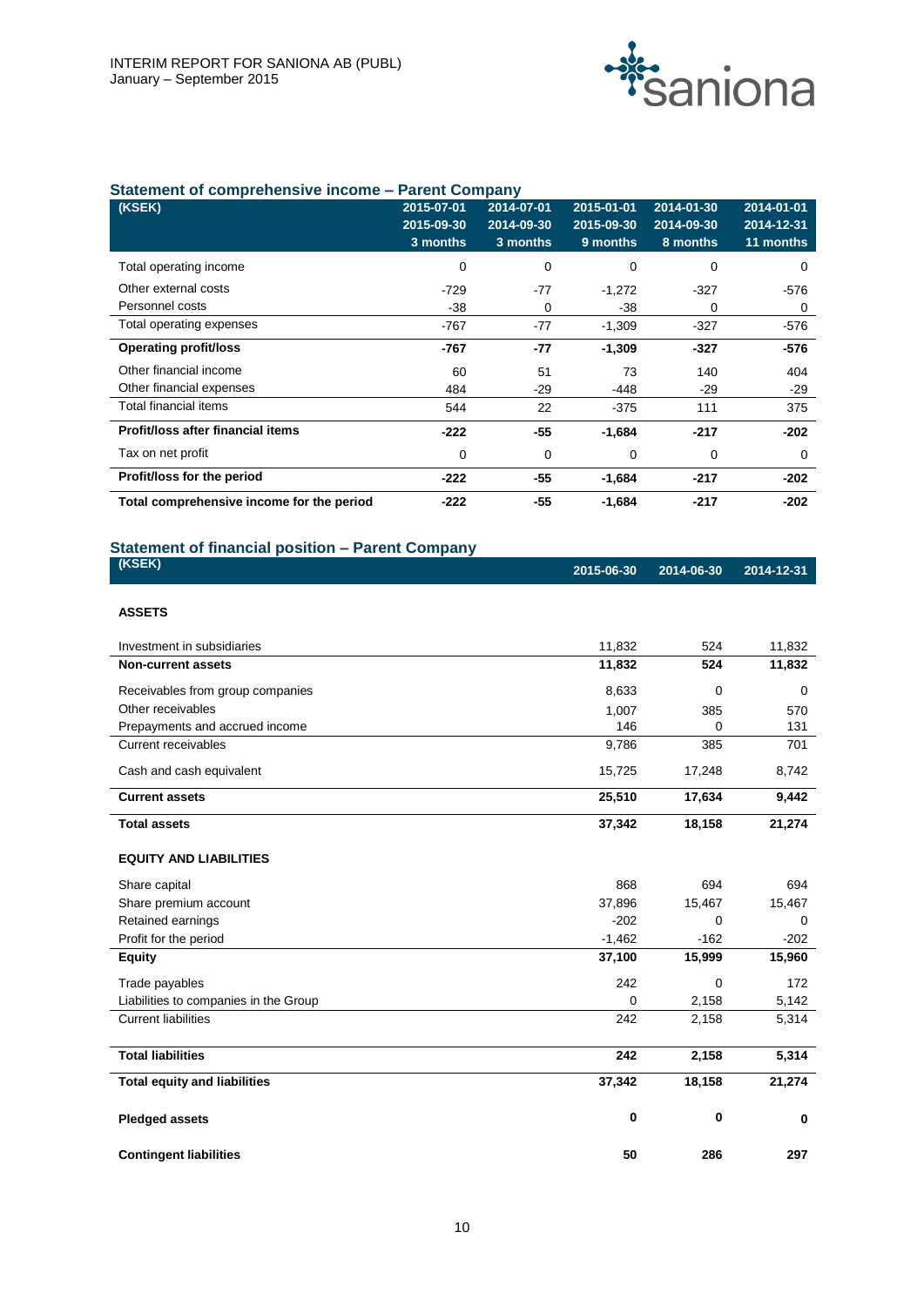## Statement of comprehensive income – Parent Company

| (KSEK) | 2015-07-01 2015-09-30 3 months | 2014-07-01 2014-09-30 3 months | 2015-01-01 2015-09-30 9 months | 2014-01-30 2014-09-30 8 months | 2014-01-01 2014-12-31 11 months |
|---|---|---|---|---|---|
| Total operating income | 0 | 0 | 0 | 0 | 0 |
| Other external costs | -729 | -77 | -1,272 | -327 | -576 |
| Personnel costs | -38 | 0 | -38 | 0 | 0 |
| Total operating expenses | -767 | -77 | -1,309 | -327 | -576 |
| **Operating profit/loss** | **-767** | **-77** | **-1,309** | **-327** | **-576** |
| Other financial income | 60 | 51 | 73 | 140 | 404 |
| Other financial expenses | 484 | -29 | -448 | -29 | -29 |
| Total financial items | 544 | 22 | -375 | 111 | 375 |
| **Profit/loss after financial items** | **-222** | **-55** | **-1,684** | **-217** | **-202** |
| Tax on net profit | 0 | 0 | 0 | 0 | 0 |
| **Profit/loss for the period** | **-222** | **-55** | **-1,684** | **-217** | **-202** |
| **Total comprehensive income for the period** | **-222** | **-55** | **-1,684** | **-217** | **-202** |

## Statement of financial position – Parent Company

| (KSEK) | 2015-06-30 | 2014-06-30 | 2014-12-31 |
|---|---|---|---|
| **ASSETS** | | | |
| Investment in subsidiaries | 11,832 | 524 | 11,832 |
| **Non-current assets** | **11,832** | **524** | **11,832** |
| Receivables from group companies | 8,633 | 0 | 0 |
| Other receivables | 1,007 | 385 | 570 |
| Prepayments and accrued income | 146 | 0 | 131 |
| Current receivables | 9,786 | 385 | 701 |
| Cash and cash equivalent | 15,725 | 17,248 | 8,742 |
| **Current assets** | **25,510** | **17,634** | **9,442** |
| **Total assets** | **37,342** | **18,158** | **21,274** |
| **EQUITY AND LIABILITIES** | | | |
| Share capital | 868 | 694 | 694 |
| Share premium account | 37,896 | 15,467 | 15,467 |
| Retained earnings | -202 | 0 | 0 |
| Profit for the period | -1,462 | -162 | -202 |
| **Equity** | **37,100** | **15,999** | **15,960** |
| Trade payables | 242 | 0 | 172 |
| Liabilities to companies in the Group | 0 | 2,158 | 5,142 |
| Current liabilities | 242 | 2,158 | 5,314 |
| **Total liabilities** | **242** | **2,158** | **5,314** |
| **Total equity and liabilities** | **37,342** | **18,158** | **21,274** |
| **Pledged assets** | **0** | **0** | **0** |
| **Contingent liabilities** | **50** | **286** | **297** |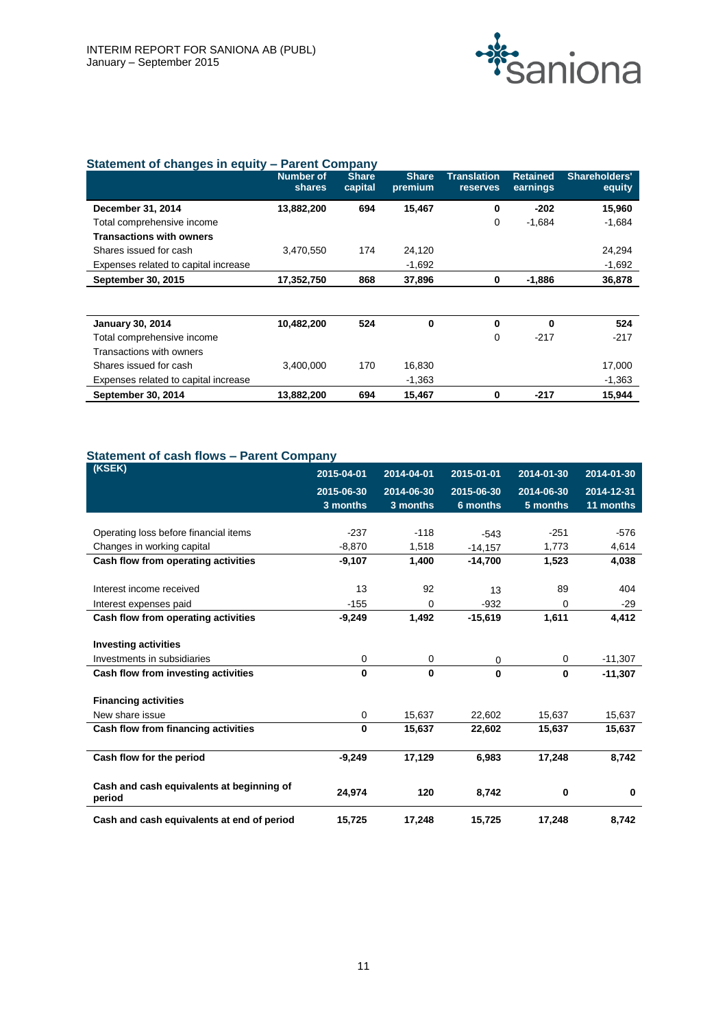## Statement of changes in equity – Parent Company

| | Number of shares | Share capital | Share premium | Translation reserves | Retained earnings | Shareholders' equity |
|---|---|---|---|---|---|---|
| **December 31, 2014** | **13,882,200** | **694** | **15,467** | **0** | **-202** | **15,960** |
| Total comprehensive income | | | | 0 | -1,684 | -1,684 |
| **Transactions with owners** | | | | | | |
| Shares issued for cash | 3,470,550 | 174 | 24,120 | | | 24,294 |
| Expenses related to capital increase | | | -1,692 | | | -1,692 |
| **September 30, 2015** | **17,352,750** | **868** | **37,896** | **0** | **-1,886** | **36,878** |
| | | | | | | |
| **January 30, 2014** | **10,482,200** | **524** | **0** | **0** | **0** | **524** |
| Total comprehensive income | | | | 0 | -217 | -217 |
| Transactions with owners | | | | | | |
| Shares issued for cash | 3,400,000 | 170 | 16,830 | | | 17,000 |
| Expenses related to capital increase | | | -1,363 | | | -1,363 |
| **September 30, 2014** | **13,882,200** | **694** | **15,467** | **0** | **-217** | **15,944** |

## Statement of cash flows – Parent Company

| (KSEK) | 2015-04-01<br>2015-06-30<br>3 months | 2014-04-01<br>2014-06-30<br>3 months | 2015-01-01<br>2015-06-30<br>6 months | 2014-01-30<br>2014-06-30<br>5 months | 2014-01-30<br>2014-12-31<br>11 months |
|---|---|---|---|---|---|
| Operating loss before financial items | -237 | -118 | -543 | -251 | -576 |
| Changes in working capital | -8,870 | 1,518 | -14,157 | 1,773 | 4,614 |
| **Cash flow from operating activities** | **-9,107** | **1,400** | **-14,700** | **1,523** | **4,038** |
| | | | | | |
| Interest income received | 13 | 92 | 13 | 89 | 404 |
| Interest expenses paid | -155 | 0 | -932 | 0 | -29 |
| **Cash flow from operating activities** | **-9,249** | **1,492** | **-15,619** | **1,611** | **4,412** |
| | | | | | |
| **Investing activities** | | | | | |
| Investments in subsidiaries | 0 | 0 | 0 | 0 | -11,307 |
| **Cash flow from investing activities** | **0** | **0** | **0** | **0** | **-11,307** |
| | | | | | |
| **Financing activities** | | | | | |
| New share issue | 0 | 15,637 | 22,602 | 15,637 | 15,637 |
| **Cash flow from financing activities** | **0** | **15,637** | **22,602** | **15,637** | **15,637** |
| | | | | | |
| **Cash flow for the period** | **-9,249** | **17,129** | **6,983** | **17,248** | **8,742** |
| | | | | | |
| **Cash and cash equivalents at beginning of period** | **24,974** | **120** | **8,742** | **0** | **0** |
| **Cash and cash equivalents at end of period** | **15,725** | **17,248** | **15,725** | **17,248** | **8,742** |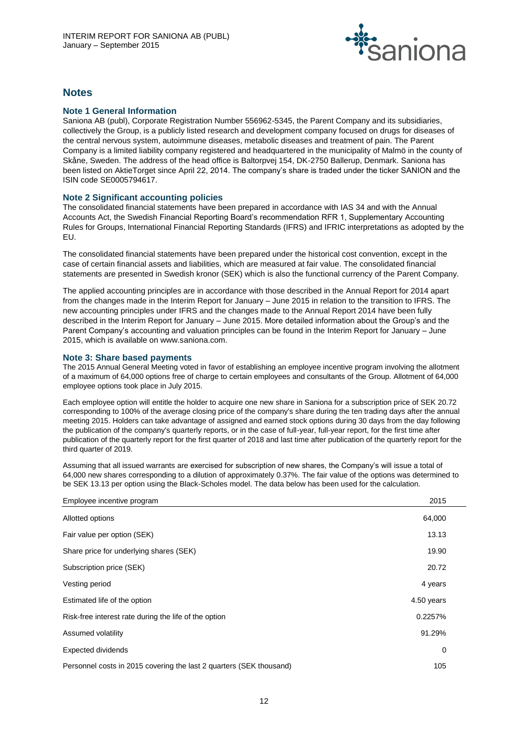## Notes

### Note 1 General Information

Saniona AB (publ), Corporate Registration Number 556962-5345, the Parent Company and its subsidiaries, collectively the Group, is a publicly listed research and development company focused on drugs for diseases of the central nervous system, autoimmune diseases, metabolic diseases and treatment of pain. The Parent Company is a limited liability company registered and headquartered in the municipality of Malmö in the county of Skåne, Sweden. The address of the head office is Baltorpvej 154, DK-2750 Ballerup, Denmark. Saniona has been listed on AktieTorget since April 22, 2014. The company's share is traded under the ticker SANION and the ISIN code SE0005794617.

### Note 2 Significant accounting policies

The consolidated financial statements have been prepared in accordance with IAS 34 and with the Annual Accounts Act, the Swedish Financial Reporting Board's recommendation RFR 1, Supplementary Accounting Rules for Groups, International Financial Reporting Standards (IFRS) and IFRIC interpretations as adopted by the EU.

The consolidated financial statements have been prepared under the historical cost convention, except in the case of certain financial assets and liabilities, which are measured at fair value. The consolidated financial statements are presented in Swedish kronor (SEK) which is also the functional currency of the Parent Company.

The applied accounting principles are in accordance with those described in the Annual Report for 2014 apart from the changes made in the Interim Report for January – June 2015 in relation to the transition to IFRS. The new accounting principles under IFRS and the changes made to the Annual Report 2014 have been fully described in the Interim Report for January – June 2015. More detailed information about the Group's and the Parent Company's accounting and valuation principles can be found in the Interim Report for January – June 2015, which is available on www.saniona.com.

### Note 3: Share based payments

The 2015 Annual General Meeting voted in favor of establishing an employee incentive program involving the allotment of a maximum of 64,000 options free of charge to certain employees and consultants of the Group. Allotment of 64,000 employee options took place in July 2015.

Each employee option will entitle the holder to acquire one new share in Saniona for a subscription price of SEK 20.72 corresponding to 100% of the average closing price of the company's share during the ten trading days after the annual meeting 2015. Holders can take advantage of assigned and earned stock options during 30 days from the day following the publication of the company's quarterly reports, or in the case of full-year, full-year report, for the first time after publication of the quarterly report for the first quarter of 2018 and last time after publication of the quarterly report for the third quarter of 2019.

Assuming that all issued warrants are exercised for subscription of new shares, the Company's will issue a total of 64,000 new shares corresponding to a dilution of approximately 0.37%. The fair value of the options was determined to be SEK 13.13 per option using the Black-Scholes model. The data below has been used for the calculation.

| Employee incentive program | 2015 |
|---|---|
| Allotted options | 64,000 |
| Fair value per option (SEK) | 13.13 |
| Share price for underlying shares (SEK) | 19.90 |
| Subscription price (SEK) | 20.72 |
| Vesting period | 4 years |
| Estimated life of the option | 4.50 years |
| Risk-free interest rate during the life of the option | 0.2257% |
| Assumed volatility | 91.29% |
| Expected dividends | 0 |
| Personnel costs in 2015 covering the last 2 quarters (SEK thousand) | 105 |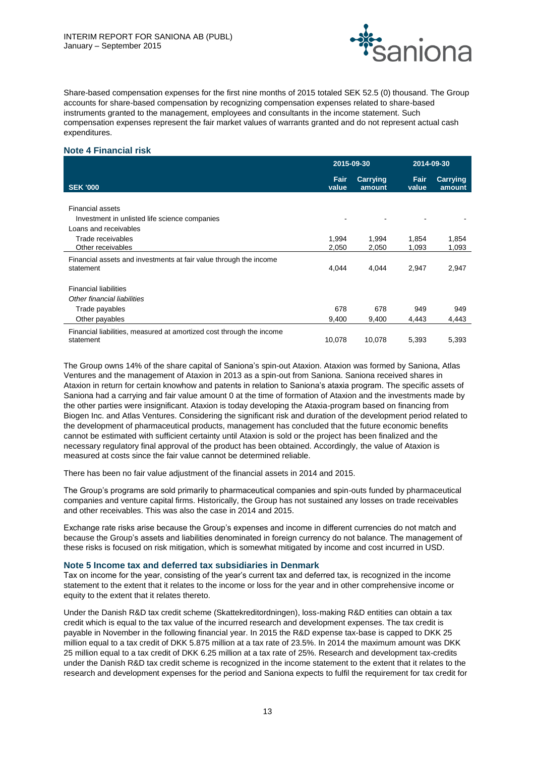Share-based compensation expenses for the first nine months of 2015 totaled SEK 52.5 (0) thousand. The Group accounts for share-based compensation by recognizing compensation expenses related to share-based instruments granted to the management, employees and consultants in the income statement. Such compensation expenses represent the fair market values of warrants granted and do not represent actual cash expenditures.

## Note 4 Financial risk

| | 2015-09-30 | | 2014-09-30 | |
|---|---|---|---|---|
| **SEK '000** | **Fair value** | **Carrying amount** | **Fair value** | **Carrying amount** |
| Financial assets | | | | |
| Investment in unlisted life science companies | - | - | - | - |
| Loans and receivables | | | | |
| Trade receivables | 1,994 | 1,994 | 1,854 | 1,854 |
| Other receivables | 2,050 | 2,050 | 1,093 | 1,093 |
| Financial assets and investments at fair value through the income statement | 4,044 | 4,044 | 2,947 | 2,947 |
| Financial liabilities | | | | |
| *Other financial liabilities* | | | | |
| Trade payables | 678 | 678 | 949 | 949 |
| Other payables | 9,400 | 9,400 | 4,443 | 4,443 |
| Financial liabilities, measured at amortized cost through the income statement | 10,078 | 10,078 | 5,393 | 5,393 |

The Group owns 14% of the share capital of Saniona's spin-out Ataxion. Ataxion was formed by Saniona, Atlas Ventures and the management of Ataxion in 2013 as a spin-out from Saniona. Saniona received shares in Ataxion in return for certain knowhow and patents in relation to Saniona's ataxia program. The specific assets of Saniona had a carrying and fair value amount 0 at the time of formation of Ataxion and the investments made by the other parties were insignificant. Ataxion is today developing the Ataxia-program based on financing from Biogen Inc. and Atlas Ventures. Considering the significant risk and duration of the development period related to the development of pharmaceutical products, management has concluded that the future economic benefits cannot be estimated with sufficient certainty until Ataxion is sold or the project has been finalized and the necessary regulatory final approval of the product has been obtained. Accordingly, the value of Ataxion is measured at costs since the fair value cannot be determined reliable.

There has been no fair value adjustment of the financial assets in 2014 and 2015.

The Group's programs are sold primarily to pharmaceutical companies and spin-outs funded by pharmaceutical companies and venture capital firms. Historically, the Group has not sustained any losses on trade receivables and other receivables. This was also the case in 2014 and 2015.

Exchange rate risks arise because the Group's expenses and income in different currencies do not match and because the Group's assets and liabilities denominated in foreign currency do not balance. The management of these risks is focused on risk mitigation, which is somewhat mitigated by income and cost incurred in USD.

## Note 5 Income tax and deferred tax subsidiaries in Denmark

Tax on income for the year, consisting of the year's current tax and deferred tax, is recognized in the income statement to the extent that it relates to the income or loss for the year and in other comprehensive income or equity to the extent that it relates thereto.

Under the Danish R&D tax credit scheme (Skattekreditordningen), loss-making R&D entities can obtain a tax credit which is equal to the tax value of the incurred research and development expenses. The tax credit is payable in November in the following financial year. In 2015 the R&D expense tax-base is capped to DKK 25 million equal to a tax credit of DKK 5.875 million at a tax rate of 23.5%. In 2014 the maximum amount was DKK 25 million equal to a tax credit of DKK 6.25 million at a tax rate of 25%. Research and development tax-credits under the Danish R&D tax credit scheme is recognized in the income statement to the extent that it relates to the research and development expenses for the period and Saniona expects to fulfil the requirement for tax credit for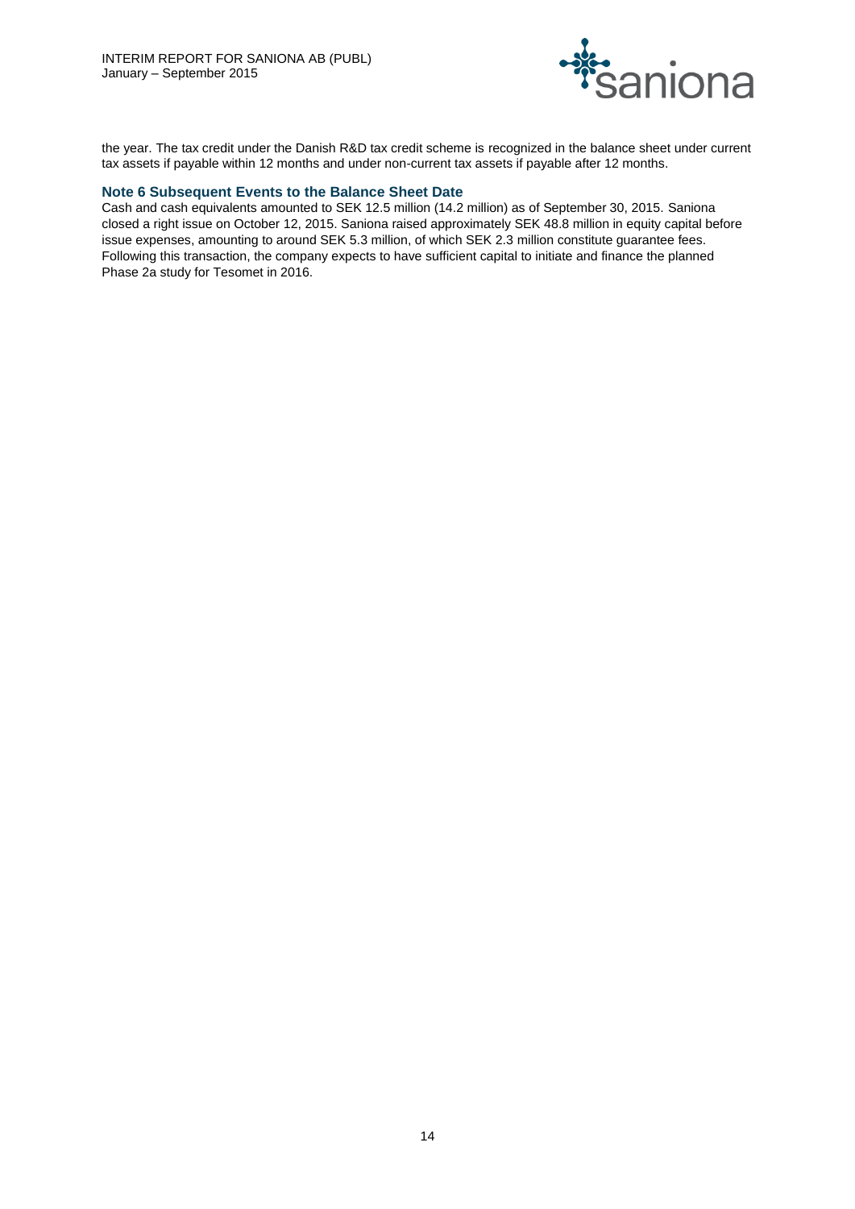the year. The tax credit under the Danish R&D tax credit scheme is recognized in the balance sheet under current tax assets if payable within 12 months and under non-current tax assets if payable after 12 months.

### Note 6 Subsequent Events to the Balance Sheet Date

Cash and cash equivalents amounted to SEK 12.5 million (14.2 million) as of September 30, 2015. Saniona closed a right issue on October 12, 2015. Saniona raised approximately SEK 48.8 million in equity capital before issue expenses, amounting to around SEK 5.3 million, of which SEK 2.3 million constitute guarantee fees. Following this transaction, the company expects to have sufficient capital to initiate and finance the planned Phase 2a study for Tesomet in 2016.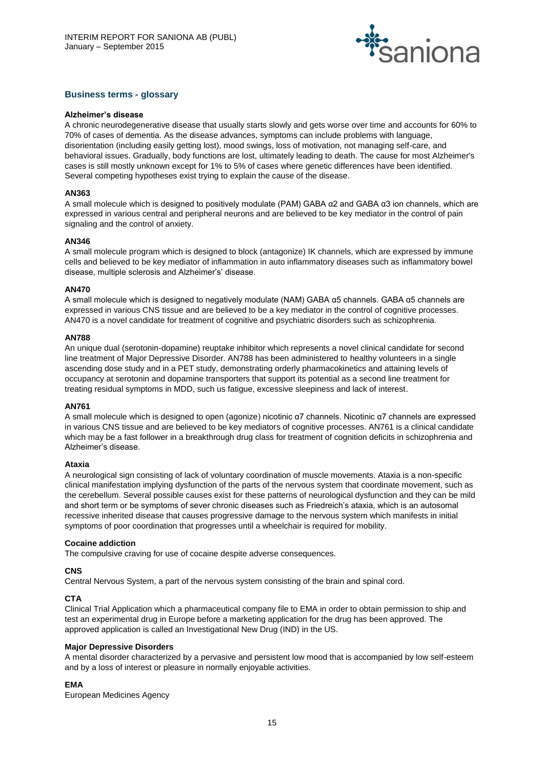## Business terms - glossary

**Alzheimer's disease**

A chronic neurodegenerative disease that usually starts slowly and gets worse over time and accounts for 60% to 70% of cases of dementia. As the disease advances, symptoms can include problems with language, disorientation (including easily getting lost), mood swings, loss of motivation, not managing self-care, and behavioral issues. Gradually, body functions are lost, ultimately leading to death. The cause for most Alzheimer's cases is still mostly unknown except for 1% to 5% of cases where genetic differences have been identified. Several competing hypotheses exist trying to explain the cause of the disease.

**AN363**

A small molecule which is designed to positively modulate (PAM) GABA α2 and GABA α3 ion channels, which are expressed in various central and peripheral neurons and are believed to be key mediator in the control of pain signaling and the control of anxiety.

**AN346**

A small molecule program which is designed to block (antagonize) IK channels, which are expressed by immune cells and believed to be key mediator of inflammation in auto inflammatory diseases such as inflammatory bowel disease, multiple sclerosis and Alzheimer's' disease.

**AN470**

A small molecule which is designed to negatively modulate (NAM) GABA α5 channels. GABA α5 channels are expressed in various CNS tissue and are believed to be a key mediator in the control of cognitive processes. AN470 is a novel candidate for treatment of cognitive and psychiatric disorders such as schizophrenia.

**AN788**

An unique dual (serotonin-dopamine) reuptake inhibitor which represents a novel clinical candidate for second line treatment of Major Depressive Disorder. AN788 has been administered to healthy volunteers in a single ascending dose study and in a PET study, demonstrating orderly pharmacokinetics and attaining levels of occupancy at serotonin and dopamine transporters that support its potential as a second line treatment for treating residual symptoms in MDD, such us fatigue, excessive sleepiness and lack of interest.

**AN761**

A small molecule which is designed to open (agonize) nicotinic α7 channels. Nicotinic α7 channels are expressed in various CNS tissue and are believed to be key mediators of cognitive processes. AN761 is a clinical candidate which may be a fast follower in a breakthrough drug class for treatment of cognition deficits in schizophrenia and Alzheimer's disease.

**Ataxia**

A neurological sign consisting of lack of voluntary coordination of muscle movements. Ataxia is a non-specific clinical manifestation implying dysfunction of the parts of the nervous system that coordinate movement, such as the cerebellum. Several possible causes exist for these patterns of neurological dysfunction and they can be mild and short term or be symptoms of sever chronic diseases such as Friedreich's ataxia, which is an autosomal recessive inherited disease that causes progressive damage to the nervous system which manifests in initial symptoms of poor coordination that progresses until a wheelchair is required for mobility.

**Cocaine addiction**

The compulsive craving for use of cocaine despite adverse consequences.

**CNS**

Central Nervous System, a part of the nervous system consisting of the brain and spinal cord.

**CTA**

Clinical Trial Application which a pharmaceutical company file to EMA in order to obtain permission to ship and test an experimental drug in Europe before a marketing application for the drug has been approved. The approved application is called an Investigational New Drug (IND) in the US.

**Major Depressive Disorders**

A mental disorder characterized by a pervasive and persistent low mood that is accompanied by low self-esteem and by a loss of interest or pleasure in normally enjoyable activities.

**EMA**

European Medicines Agency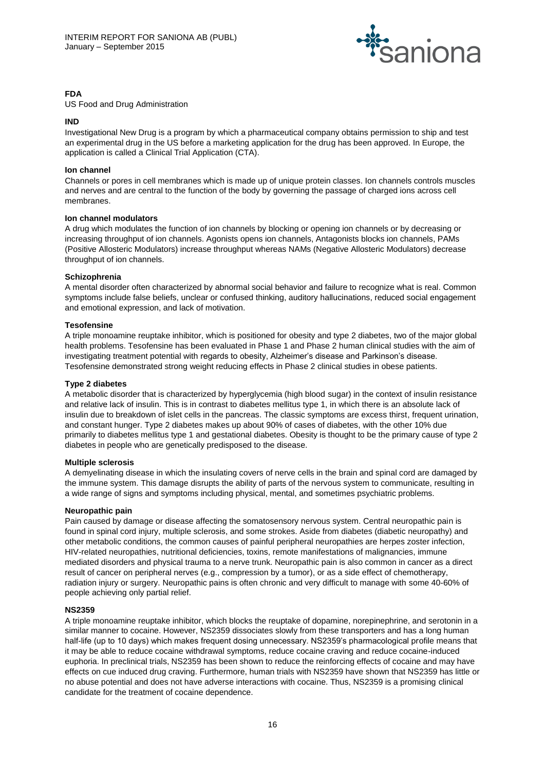**FDA**

US Food and Drug Administration

**IND**

Investigational New Drug is a program by which a pharmaceutical company obtains permission to ship and test an experimental drug in the US before a marketing application for the drug has been approved. In Europe, the application is called a Clinical Trial Application (CTA).

**Ion channel**

Channels or pores in cell membranes which is made up of unique protein classes. Ion channels controls muscles and nerves and are central to the function of the body by governing the passage of charged ions across cell membranes.

**Ion channel modulators**

A drug which modulates the function of ion channels by blocking or opening ion channels or by decreasing or increasing throughput of ion channels. Agonists opens ion channels, Antagonists blocks ion channels, PAMs (Positive Allosteric Modulators) increase throughput whereas NAMs (Negative Allosteric Modulators) decrease throughput of ion channels.

**Schizophrenia**

A mental disorder often characterized by abnormal social behavior and failure to recognize what is real. Common symptoms include false beliefs, unclear or confused thinking, auditory hallucinations, reduced social engagement and emotional expression, and lack of motivation.

**Tesofensine**

A triple monoamine reuptake inhibitor, which is positioned for obesity and type 2 diabetes, two of the major global health problems. Tesofensine has been evaluated in Phase 1 and Phase 2 human clinical studies with the aim of investigating treatment potential with regards to obesity, Alzheimer's disease and Parkinson's disease. Tesofensine demonstrated strong weight reducing effects in Phase 2 clinical studies in obese patients.

**Type 2 diabetes**

A metabolic disorder that is characterized by hyperglycemia (high blood sugar) in the context of insulin resistance and relative lack of insulin. This is in contrast to diabetes mellitus type 1, in which there is an absolute lack of insulin due to breakdown of islet cells in the pancreas. The classic symptoms are excess thirst, frequent urination, and constant hunger. Type 2 diabetes makes up about 90% of cases of diabetes, with the other 10% due primarily to diabetes mellitus type 1 and gestational diabetes. Obesity is thought to be the primary cause of type 2 diabetes in people who are genetically predisposed to the disease.

**Multiple sclerosis**

A demyelinating disease in which the insulating covers of nerve cells in the brain and spinal cord are damaged by the immune system. This damage disrupts the ability of parts of the nervous system to communicate, resulting in a wide range of signs and symptoms including physical, mental, and sometimes psychiatric problems.

**Neuropathic pain**

Pain caused by damage or disease affecting the somatosensory nervous system. Central neuropathic pain is found in spinal cord injury, multiple sclerosis, and some strokes. Aside from diabetes (diabetic neuropathy) and other metabolic conditions, the common causes of painful peripheral neuropathies are herpes zoster infection, HIV-related neuropathies, nutritional deficiencies, toxins, remote manifestations of malignancies, immune mediated disorders and physical trauma to a nerve trunk. Neuropathic pain is also common in cancer as a direct result of cancer on peripheral nerves (e.g., compression by a tumor), or as a side effect of chemotherapy, radiation injury or surgery. Neuropathic pains is often chronic and very difficult to manage with some 40-60% of people achieving only partial relief.

**NS2359**

A triple monoamine reuptake inhibitor, which blocks the reuptake of dopamine, norepinephrine, and serotonin in a similar manner to cocaine. However, NS2359 dissociates slowly from these transporters and has a long human half-life (up to 10 days) which makes frequent dosing unnecessary. NS2359's pharmacological profile means that it may be able to reduce cocaine withdrawal symptoms, reduce cocaine craving and reduce cocaine-induced euphoria. In preclinical trials, NS2359 has been shown to reduce the reinforcing effects of cocaine and may have effects on cue induced drug craving. Furthermore, human trials with NS2359 have shown that NS2359 has little or no abuse potential and does not have adverse interactions with cocaine. Thus, NS2359 is a promising clinical candidate for the treatment of cocaine dependence.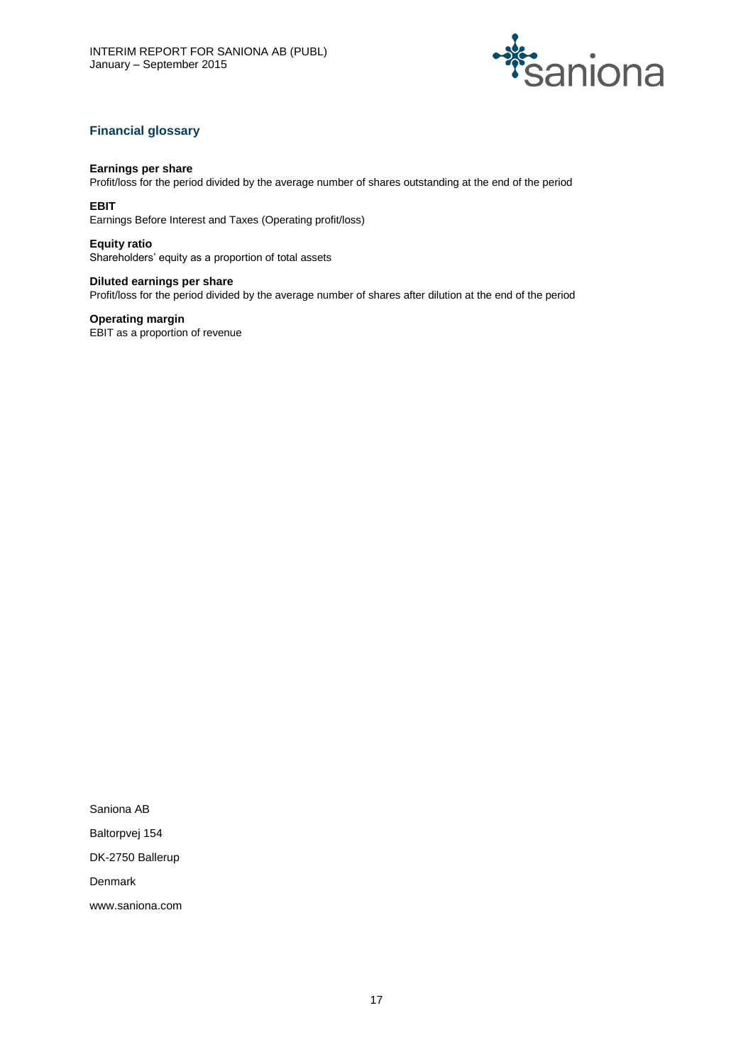## Financial glossary

**Earnings per share**
Profit/loss for the period divided by the average number of shares outstanding at the end of the period

**EBIT**
Earnings Before Interest and Taxes (Operating profit/loss)

**Equity ratio**
Shareholders' equity as a proportion of total assets

**Diluted earnings per share**
Profit/loss for the period divided by the average number of shares after dilution at the end of the period

**Operating margin**
EBIT as a proportion of revenue

Saniona AB

Baltorpvej 154

DK-2750 Ballerup

Denmark

www.saniona.com